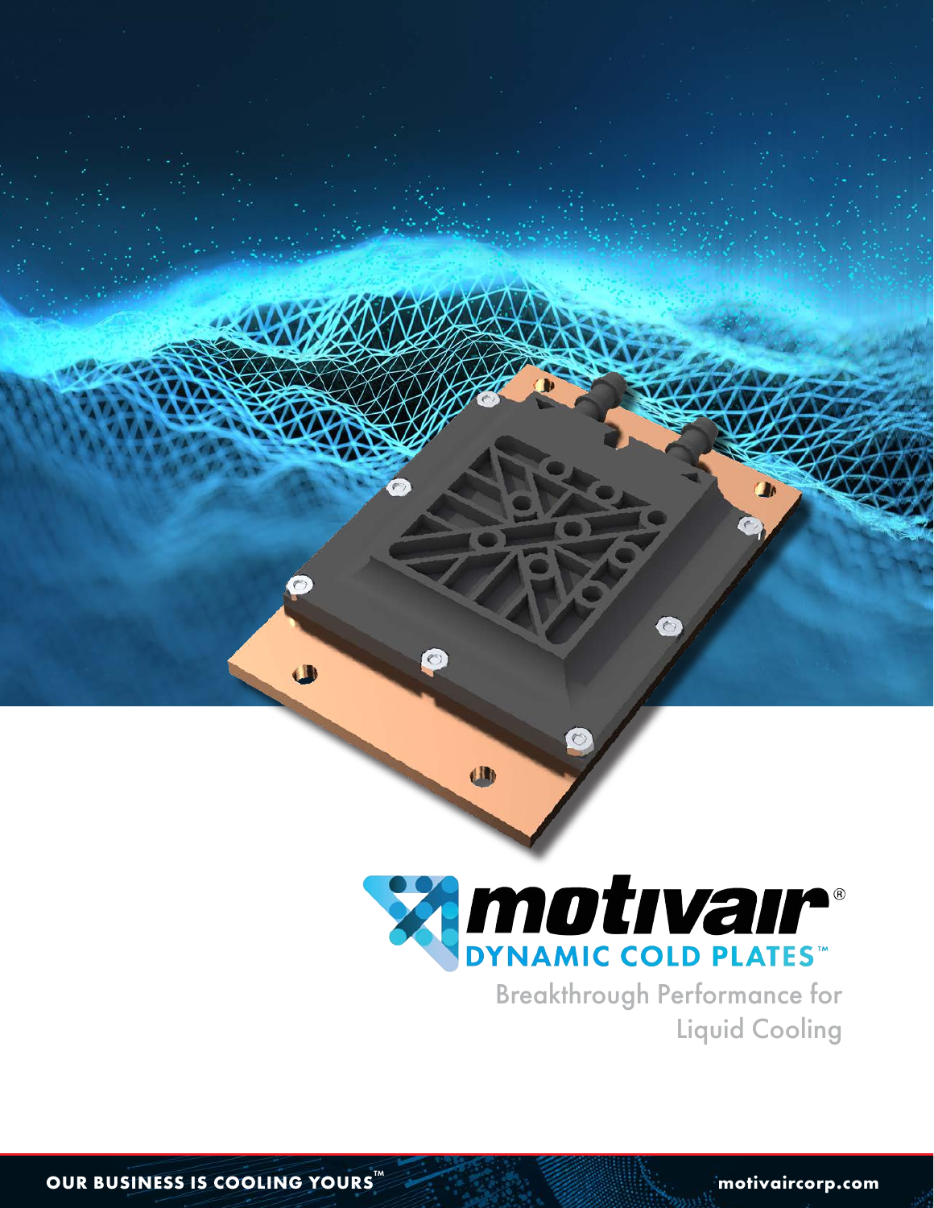# motivair®
## DYNAMIC COLD PLATES™

Breakthrough Performance for Liquid Cooling

**OUR BUSINESS IS COOLING YOURS™**

**motivaircorp.com**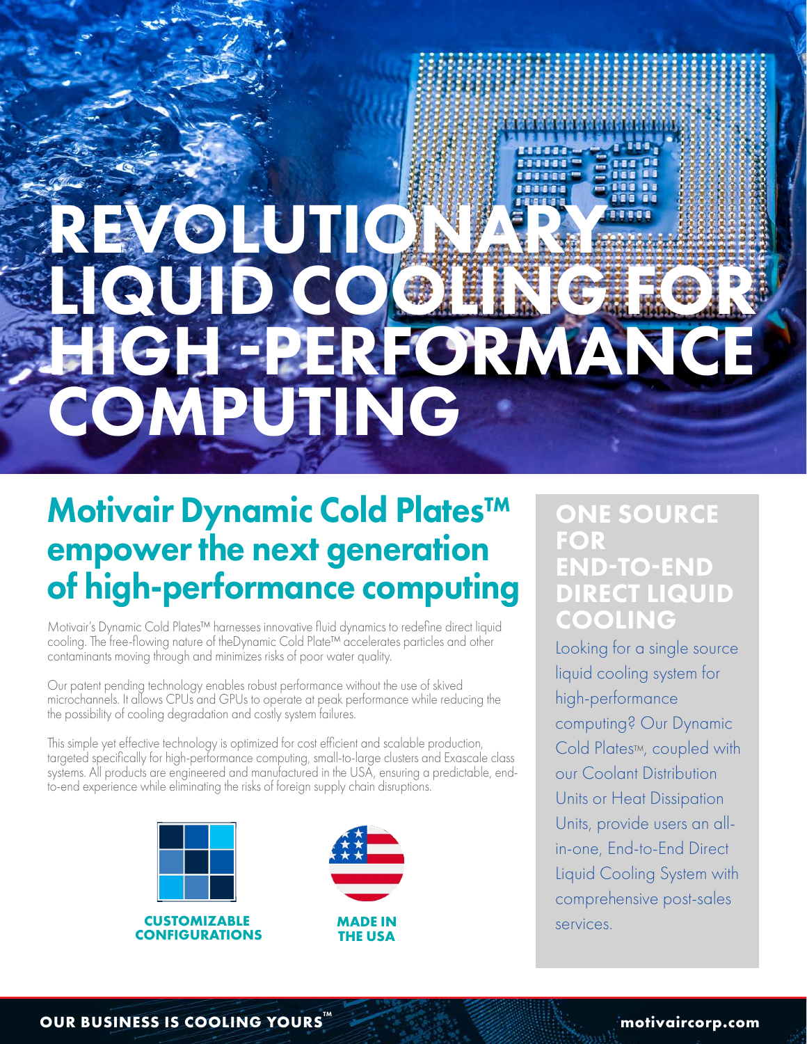# REVOLUTIONARY LIQUID COOLING FOR HIGH -PERFORMANCE COMPUTING

## Motivair Dynamic Cold Plates™ empower the next generation of high-performance computing

Motivair's Dynamic Cold Plates™ harnesses innovative fluid dynamics to redefine direct liquid cooling. The free-flowing nature of theDynamic Cold Plate™ accelerates particles and other contaminants moving through and minimizes risks of poor water quality.

Our patent pending technology enables robust performance without the use of skived microchannels. It allows CPUs and GPUs to operate at peak performance while reducing the the possibility of cooling degradation and costly system failures.

This simple yet effective technology is optimized for cost efficient and scalable production, targeted specifically for high-performance computing, small-to-large clusters and Exascale class systems. All products are engineered and manufactured in the USA, ensuring a predictable, end-to-end experience while eliminating the risks of foreign supply chain disruptions.

**CUSTOMIZABLE CONFIGURATIONS**

**MADE IN THE USA**

### ONE SOURCE FOR END-TO-END DIRECT LIQUID COOLING

Looking for a single source liquid cooling system for high-performance computing? Our Dynamic Cold Plates™, coupled with our Coolant Distribution Units or Heat Dissipation Units, provide users an all-in-one, End-to-End Direct Liquid Cooling System with comprehensive post-sales services.

**OUR BUSINESS IS COOLING YOURS™**

**motivaircorp.com**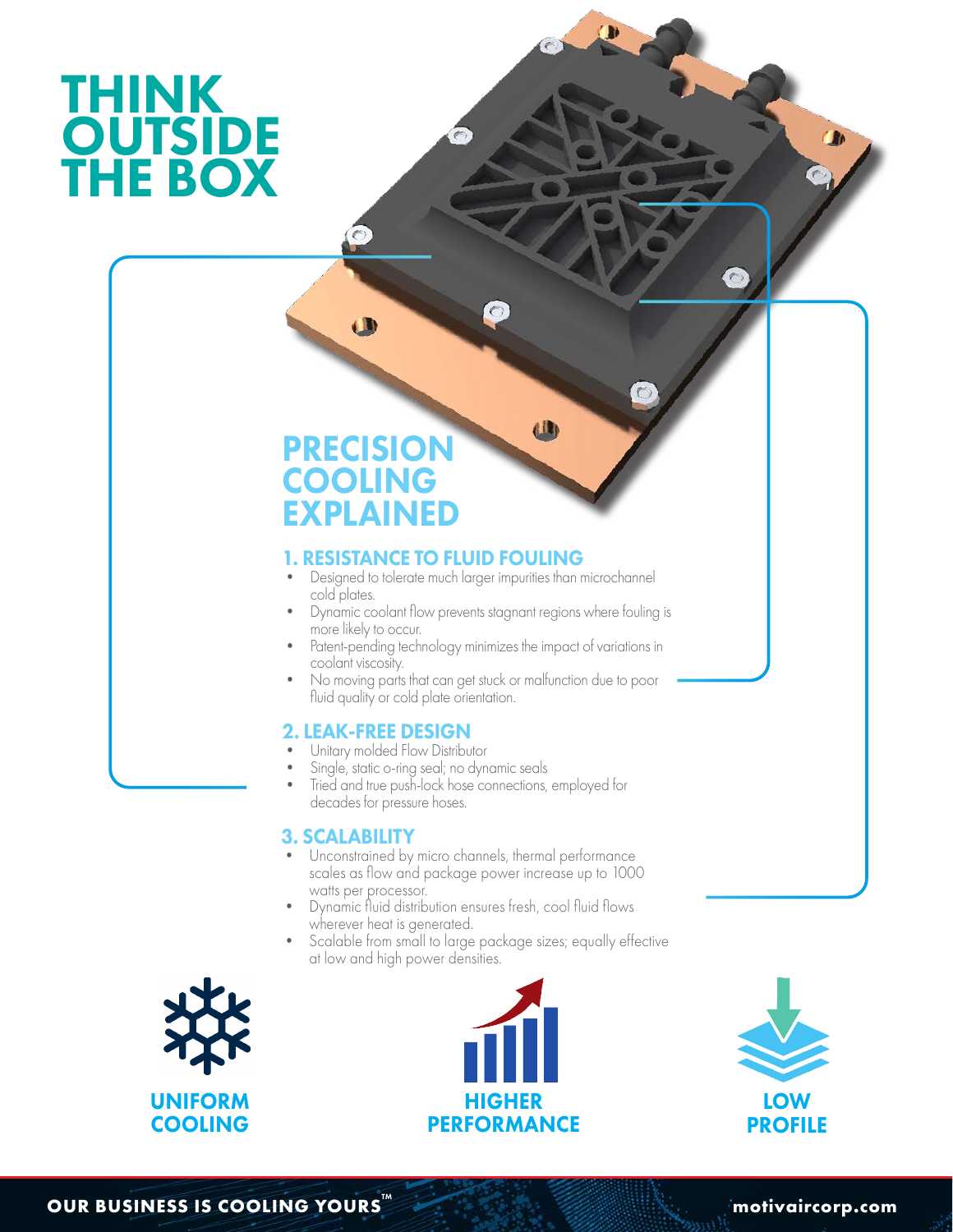# THINK OUTSIDE THE BOX

## PRECISION COOLING EXPLAINED

### 1. RESISTANCE TO FLUID FOULING

- Designed to tolerate much larger impurities than microchannel cold plates.
- Dynamic coolant flow prevents stagnant regions where fouling is more likely to occur.
- Patent-pending technology minimizes the impact of variations in coolant viscosity.
- No moving parts that can get stuck or malfunction due to poor fluid quality or cold plate orientation.

### 2. LEAK-FREE DESIGN

- Unitary molded Flow Distributor
- Single, static o-ring seal; no dynamic seals
- Tried and true push-lock hose connections, employed for decades for pressure hoses.

### 3. SCALABILITY

- Unconstrained by micro channels, thermal performance scales as flow and package power increase up to 1000 watts per processor.
- Dynamic fluid distribution ensures fresh, cool fluid flows wherever heat is generated.
- Scalable from small to large package sizes; equally effective at low and high power densities.

**UNIFORM COOLING**

**HIGHER PERFORMANCE**

**LOW PROFILE**

**OUR BUSINESS IS COOLING YOURS™** motivaircorp.com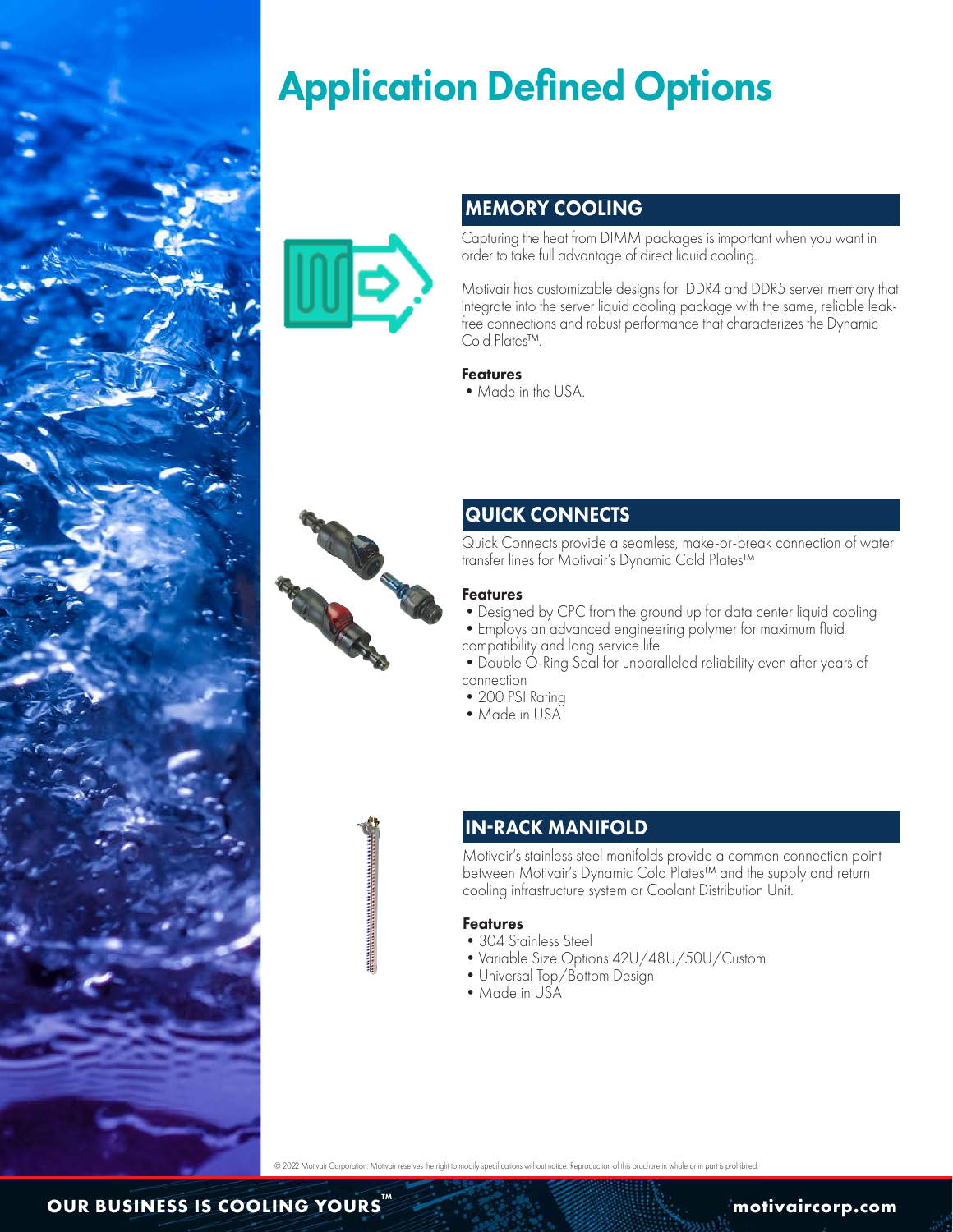# Application Defined Options

## MEMORY COOLING

Capturing the heat from DIMM packages is important when you want in order to take full advantage of direct liquid cooling.

Motivair has customizable designs for DDR4 and DDR5 server memory that integrate into the server liquid cooling package with the same, reliable leak-free connections and robust performance that characterizes the Dynamic Cold Plates™.

**Features**

- Made in the USA.

## QUICK CONNECTS

Quick Connects provide a seamless, make-or-break connection of water transfer lines for Motivair's Dynamic Cold Plates™

**Features**

- Designed by CPC from the ground up for data center liquid cooling
- Employs an advanced engineering polymer for maximum fluid compatibility and long service life
- Double O-Ring Seal for unparalleled reliability even after years of connection
- 200 PSI Rating
- Made in USA

## IN-RACK MANIFOLD

Motivair's stainless steel manifolds provide a common connection point between Motivair's Dynamic Cold Plates™ and the supply and return cooling infrastructure system or Coolant Distribution Unit.

**Features**

- 304 Stainless Steel
- Variable Size Options 42U/48U/50U/Custom
- Universal Top/Bottom Design
- Made in USA

© 2022 Motivair Corporation. Motivair reserves the right to modify specifications without notice. Reproduction of this brochure in whole or in part is prohibited.

**OUR BUSINESS IS COOLING YOURS™** **motivaircorp.com**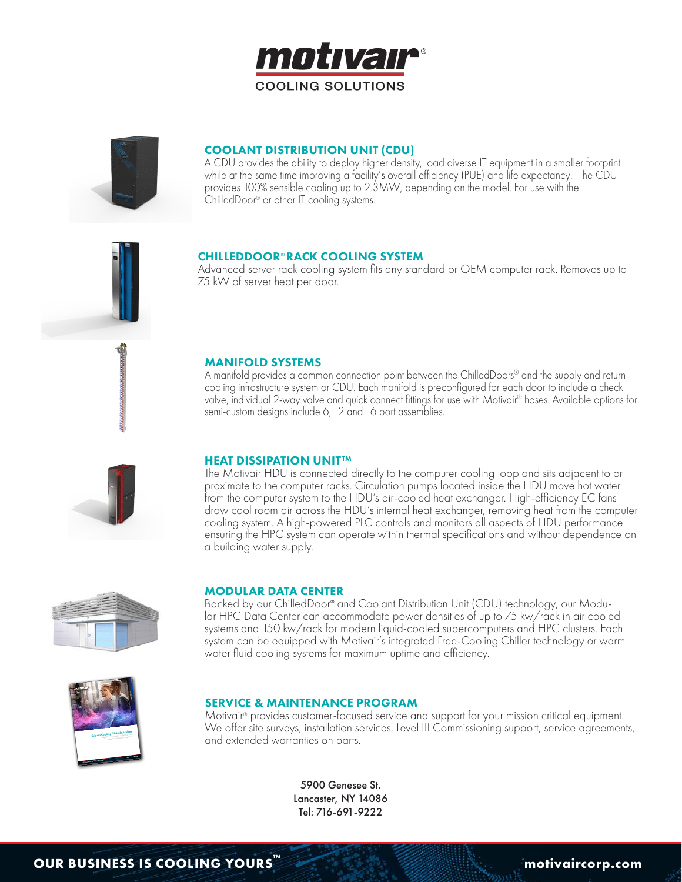**motivair®**
COOLING SOLUTIONS

## COOLANT DISTRIBUTION UNIT (CDU)

A CDU provides the ability to deploy higher density, load diverse IT equipment in a smaller footprint while at the same time improving a facility's overall efficiency (PUE) and life expectancy. The CDU provides 100% sensible cooling up to 2.3MW, depending on the model. For use with the ChilledDoor® or other IT cooling systems.

## CHILLEDDOOR® RACK COOLING SYSTEM

Advanced server rack cooling system fits any standard or OEM computer rack. Removes up to 75 kW of server heat per door.

## MANIFOLD SYSTEMS

A manifold provides a common connection point between the ChilledDoors® and the supply and return cooling infrastructure system or CDU. Each manifold is preconfigured for each door to include a check valve, individual 2-way valve and quick connect fittings for use with Motivair® hoses. Available options for semi-custom designs include 6, 12 and 16 port assemblies.

## HEAT DISSIPATION UNIT™

The Motivair HDU is connected directly to the computer cooling loop and sits adjacent to or proximate to the computer racks. Circulation pumps located inside the HDU move hot water from the computer system to the HDU's air-cooled heat exchanger. High-efficiency EC fans draw cool room air across the HDU's internal heat exchanger, removing heat from the computer cooling system. A high-powered PLC controls and monitors all aspects of HDU performance ensuring the HPC system can operate within thermal specifications and without dependence on a building water supply.

## MODULAR DATA CENTER

Backed by our ChilledDoor® and Coolant Distribution Unit (CDU) technology, our Modular HPC Data Center can accommodate power densities of up to 75 kw/rack in air cooled systems and 150 kw/rack for modern liquid-cooled supercomputers and HPC clusters. Each system can be equipped with Motivair's integrated Free-Cooling Chiller technology or warm water fluid cooling systems for maximum uptime and efficiency.

## SERVICE & MAINTENANCE PROGRAM

Motivair® provides customer-focused service and support for your mission critical equipment. We offer site surveys, installation services, Level III Commissioning support, service agreements, and extended warranties on parts.

5900 Genesee St.
Lancaster, NY 14086
Tel: 716-691-9222

**OUR BUSINESS IS COOLING YOURS™** **motivaircorp.com**